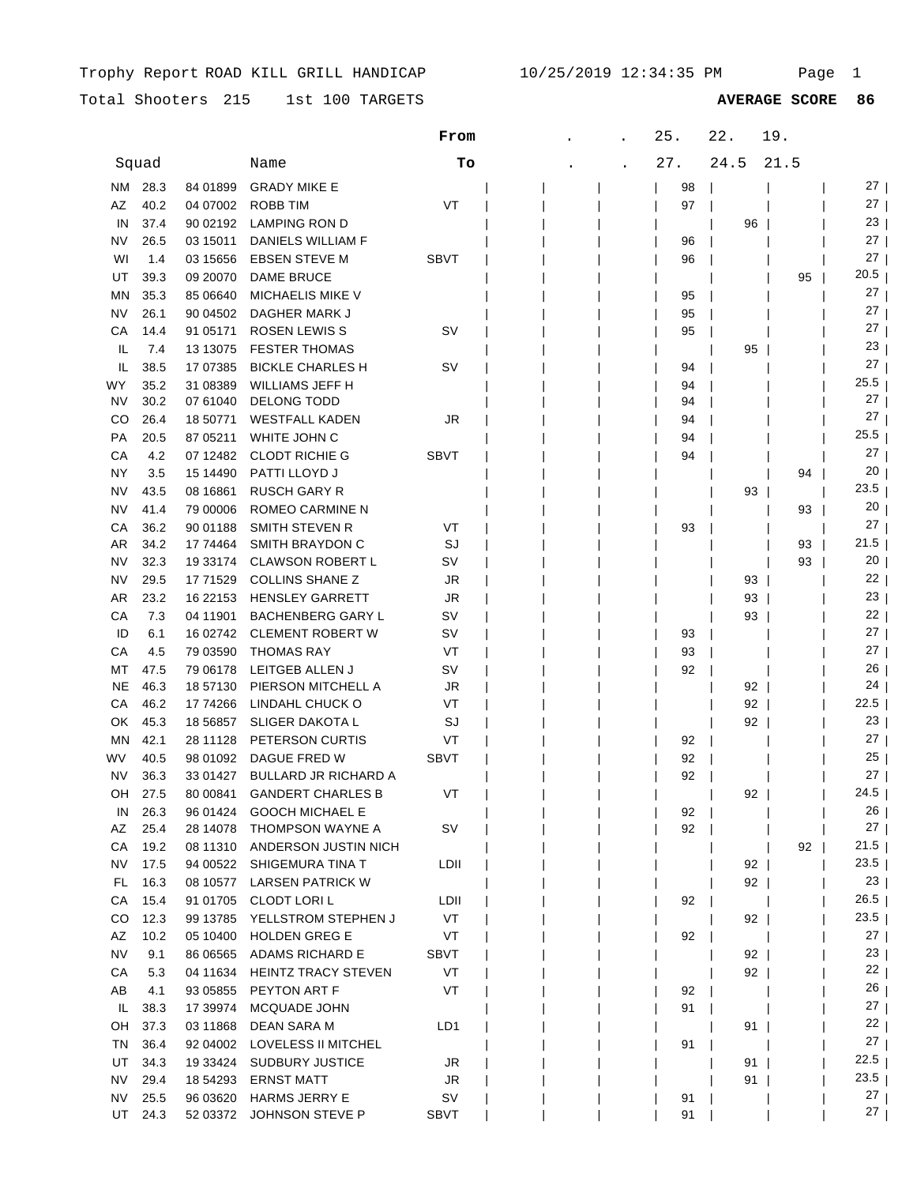Trophy Report ROAD KILL GRILL HANDICAP 10/25/2019 12:34:35 PM

Total Shooters 215 1st 100 TARGETS **AVERAGE SCORE 86**

| Squad | | | Name | From / To | . | . | 25. / 27. | 22. / 24.5 | 19. / 21.5 | |
|---|---|---|---|---|---|---|---|---|---|---|
| NM | 28.3 | 84 01899 | GRADY MIKE E | | | | 98 | | | 27 |
| AZ | 40.2 | 04 07002 | ROBB TIM | VT | | | 97 | | | 27 |
| IN | 37.4 | 90 02192 | LAMPING RON D | | | | | 96 | | 23 |
| NV | 26.5 | 03 15011 | DANIELS WILLIAM F | | | | 96 | | | 27 |
| WI | 1.4 | 03 15656 | EBSEN STEVE M | SBVT | | | 96 | | | 27 |
| UT | 39.3 | 09 20070 | DAME BRUCE | | | | | | 95 | 20.5 |
| MN | 35.3 | 85 06640 | MICHAELIS MIKE V | | | | 95 | | | 27 |
| NV | 26.1 | 90 04502 | DAGHER MARK J | | | | 95 | | | 27 |
| CA | 14.4 | 91 05171 | ROSEN LEWIS S | SV | | | 95 | | | 27 |
| IL | 7.4 | 13 13075 | FESTER THOMAS | | | | | 95 | | 23 |
| IL | 38.5 | 17 07385 | BICKLE CHARLES H | SV | | | 94 | | | 27 |
| WY | 35.2 | 31 08389 | WILLIAMS JEFF H | | | | 94 | | | 25.5 |
| NV | 30.2 | 07 61040 | DELONG TODD | | | | 94 | | | 27 |
| CO | 26.4 | 18 50771 | WESTFALL KADEN | JR | | | 94 | | | 27 |
| PA | 20.5 | 87 05211 | WHITE JOHN C | | | | 94 | | | 25.5 |
| CA | 4.2 | 07 12482 | CLODT RICHIE G | SBVT | | | 94 | | | 27 |
| NY | 3.5 | 15 14490 | PATTI LLOYD J | | | | | | 94 | 20 |
| NV | 43.5 | 08 16861 | RUSCH GARY R | | | | | 93 | | 23.5 |
| NV | 41.4 | 79 00006 | ROMEO CARMINE N | | | | | | 93 | 20 |
| CA | 36.2 | 90 01188 | SMITH STEVEN R | VT | | | 93 | | | 27 |
| AR | 34.2 | 17 74464 | SMITH BRAYDON C | SJ | | | | | 93 | 21.5 |
| NV | 32.3 | 19 33174 | CLAWSON ROBERT L | SV | | | | | 93 | 20 |
| NV | 29.5 | 17 71529 | COLLINS SHANE Z | JR | | | | 93 | | 22 |
| AR | 23.2 | 16 22153 | HENSLEY GARRETT | JR | | | | 93 | | 23 |
| CA | 7.3 | 04 11901 | BACHENBERG GARY L | SV | | | | 93 | | 22 |
| ID | 6.1 | 16 02742 | CLEMENT ROBERT W | SV | | | 93 | | | 27 |
| CA | 4.5 | 79 03590 | THOMAS RAY | VT | | | 93 | | | 27 |
| MT | 47.5 | 79 06178 | LEITGEB ALLEN J | SV | | | 92 | | | 26 |
| NE | 46.3 | 18 57130 | PIERSON MITCHELL A | JR | | | | 92 | | 24 |
| CA | 46.2 | 17 74266 | LINDAHL CHUCK O | VT | | | | 92 | | 22.5 |
| OK | 45.3 | 18 56857 | SLIGER DAKOTA L | SJ | | | | 92 | | 23 |
| MN | 42.1 | 28 11128 | PETERSON CURTIS | VT | | | 92 | | | 27 |
| WV | 40.5 | 98 01092 | DAGUE FRED W | SBVT | | | 92 | | | 25 |
| NV | 36.3 | 33 01427 | BULLARD JR RICHARD A | | | | 92 | | | 27 |
| OH | 27.5 | 80 00841 | GANDERT CHARLES B | VT | | | | 92 | | 24.5 |
| IN | 26.3 | 96 01424 | GOOCH MICHAEL E | | | | 92 | | | 26 |
| AZ | 25.4 | 28 14078 | THOMPSON WAYNE A | SV | | | 92 | | | 27 |
| CA | 19.2 | 08 11310 | ANDERSON JUSTIN NICH | | | | | | 92 | 21.5 |
| NV | 17.5 | 94 00522 | SHIGEMURA TINA T | LDII | | | | 92 | | 23.5 |
| FL | 16.3 | 08 10577 | LARSEN PATRICK W | | | | | 92 | | 23 |
| CA | 15.4 | 91 01705 | CLODT LORI L | LDII | | | 92 | | | 26.5 |
| CO | 12.3 | 99 13785 | YELLSTROM STEPHEN J | VT | | | | 92 | | 23.5 |
| AZ | 10.2 | 05 10400 | HOLDEN GREG E | VT | | | 92 | | | 27 |
| NV | 9.1 | 86 06565 | ADAMS RICHARD E | SBVT | | | | 92 | | 23 |
| CA | 5.3 | 04 11634 | HEINTZ TRACY STEVEN | VT | | | | 92 | | 22 |
| AB | 4.1 | 93 05855 | PEYTON ART F | VT | | | 92 | | | 26 |
| IL | 38.3 | 17 39974 | MCQUADE JOHN | | | | 91 | | | 27 |
| OH | 37.3 | 03 11868 | DEAN SARA M | LD1 | | | | 91 | | 22 |
| TN | 36.4 | 92 04002 | LOVELESS II MITCHEL | | | | 91 | | | 27 |
| UT | 34.3 | 19 33424 | SUDBURY JUSTICE | JR | | | | 91 | | 22.5 |
| NV | 29.4 | 18 54293 | ERNST MATT | JR | | | | 91 | | 23.5 |
| NV | 25.5 | 96 03620 | HARMS JERRY E | SV | | | 91 | | | 27 |
| UT | 24.3 | 52 03372 | JOHNSON STEVE P | SBVT | | | 91 | | | 27 |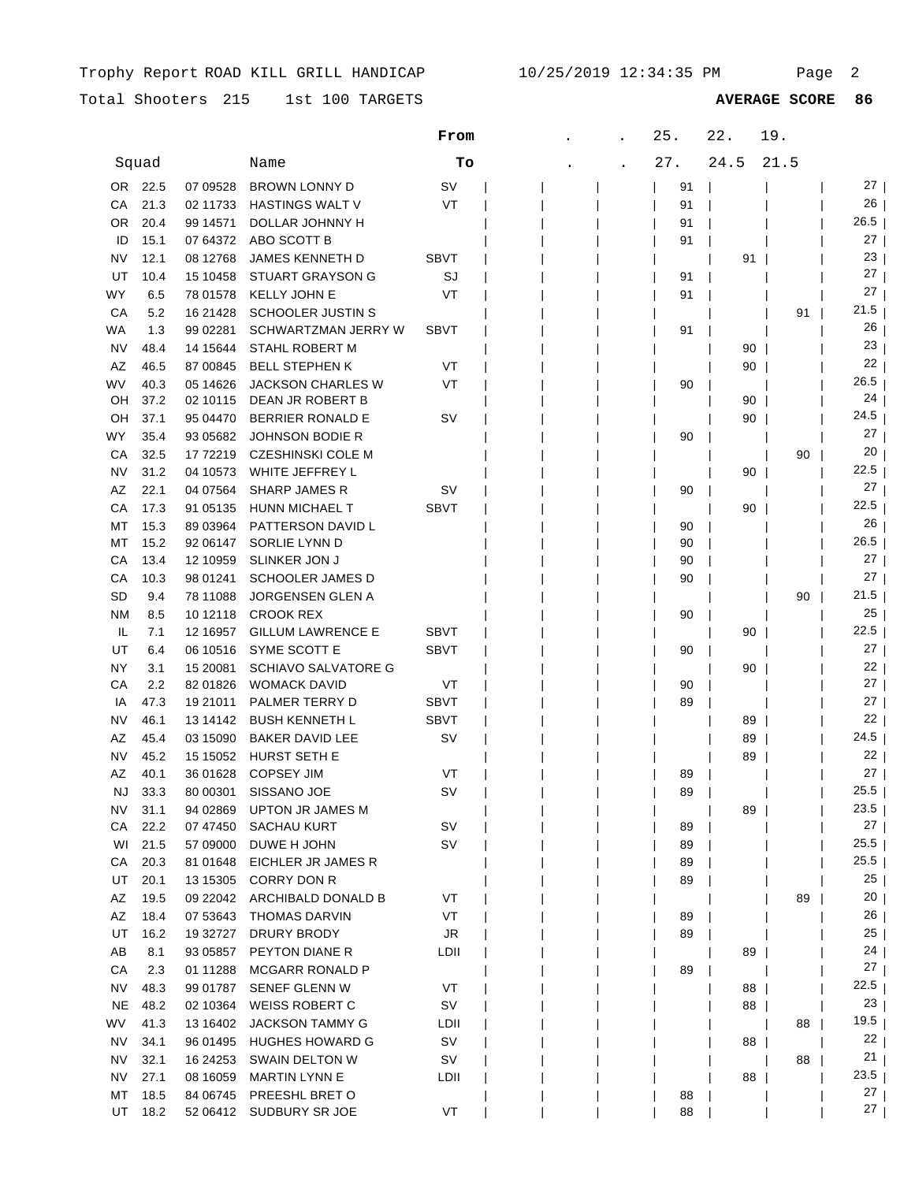Trophy Report ROAD KILL GRILL HANDICAP 10/25/2019 12:34:35 PM

Total Shooters 215 1st 100 TARGETS **AVERAGE SCORE 86**

| | Squad | | Name | From To | | . . | . . | 25. 27. | 22. 24.5 | 19. 21.5 | |
|---|---|---|---|---|---|---|---|---|---|---|---|
| OR | 22.5 | 07 09528 | BROWN LONNY D | SV | | | | 91 | | | 27 |
| CA | 21.3 | 02 11733 | HASTINGS WALT V | VT | | | | 91 | | | 26 |
| OR | 20.4 | 99 14571 | DOLLAR JOHNNY H | | | | | 91 | | | 26.5 |
| ID | 15.1 | 07 64372 | ABO SCOTT B | | | | | 91 | | | 27 |
| NV | 12.1 | 08 12768 | JAMES KENNETH D | SBVT | | | | | 91 | | 23 |
| UT | 10.4 | 15 10458 | STUART GRAYSON G | SJ | | | | 91 | | | 27 |
| WY | 6.5 | 78 01578 | KELLY JOHN E | VT | | | | 91 | | | 27 |
| CA | 5.2 | 16 21428 | SCHOOLER JUSTIN S | | | | | | | 91 | 21.5 |
| WA | 1.3 | 99 02281 | SCHWARTZMAN JERRY W | SBVT | | | | 91 | | | 26 |
| NV | 48.4 | 14 15644 | STAHL ROBERT M | | | | | | 90 | | 23 |
| AZ | 46.5 | 87 00845 | BELL STEPHEN K | VT | | | | | 90 | | 22 |
| WV | 40.3 | 05 14626 | JACKSON CHARLES W | VT | | | | 90 | | | 26.5 |
| OH | 37.2 | 02 10115 | DEAN JR ROBERT B | | | | | | 90 | | 24 |
| OH | 37.1 | 95 04470 | BERRIER RONALD E | SV | | | | | 90 | | 24.5 |
| WY | 35.4 | 93 05682 | JOHNSON BODIE R | | | | | 90 | | | 27 |
| CA | 32.5 | 17 72219 | CZESHINSKI COLE M | | | | | | | 90 | 20 |
| NV | 31.2 | 04 10573 | WHITE JEFFREY L | | | | | | 90 | | 22.5 |
| AZ | 22.1 | 04 07564 | SHARP JAMES R | SV | | | | 90 | | | 27 |
| CA | 17.3 | 91 05135 | HUNN MICHAEL T | SBVT | | | | | 90 | | 22.5 |
| MT | 15.3 | 89 03964 | PATTERSON DAVID L | | | | | 90 | | | 26 |
| MT | 15.2 | 92 06147 | SORLIE LYNN D | | | | | 90 | | | 26.5 |
| CA | 13.4 | 12 10959 | SLINKER JON J | | | | | 90 | | | 27 |
| CA | 10.3 | 98 01241 | SCHOOLER JAMES D | | | | | 90 | | | 27 |
| SD | 9.4 | 78 11088 | JORGENSEN GLEN A | | | | | | | 90 | 21.5 |
| NM | 8.5 | 10 12118 | CROOK REX | | | | | 90 | | | 25 |
| IL | 7.1 | 12 16957 | GILLUM LAWRENCE E | SBVT | | | | | 90 | | 22.5 |
| UT | 6.4 | 06 10516 | SYME SCOTT E | SBVT | | | | 90 | | | 27 |
| NY | 3.1 | 15 20081 | SCHIAVO SALVATORE G | | | | | | 90 | | 22 |
| CA | 2.2 | 82 01826 | WOMACK DAVID | VT | | | | 90 | | | 27 |
| IA | 47.3 | 19 21011 | PALMER TERRY D | SBVT | | | | 89 | | | 27 |
| NV | 46.1 | 13 14142 | BUSH KENNETH L | SBVT | | | | | 89 | | 22 |
| AZ | 45.4 | 03 15090 | BAKER DAVID LEE | SV | | | | | 89 | | 24.5 |
| NV | 45.2 | 15 15052 | HURST SETH E | | | | | | 89 | | 22 |
| AZ | 40.1 | 36 01628 | COPSEY JIM | VT | | | | 89 | | | 27 |
| NJ | 33.3 | 80 00301 | SISSANO JOE | SV | | | | 89 | | | 25.5 |
| NV | 31.1 | 94 02869 | UPTON JR JAMES M | | | | | | 89 | | 23.5 |
| CA | 22.2 | 07 47450 | SACHAU KURT | SV | | | | 89 | | | 27 |
| WI | 21.5 | 57 09000 | DUWE H JOHN | SV | | | | 89 | | | 25.5 |
| CA | 20.3 | 81 01648 | EICHLER JR JAMES R | | | | | 89 | | | 25.5 |
| UT | 20.1 | 13 15305 | CORRY DON R | | | | | 89 | | | 25 |
| AZ | 19.5 | 09 22042 | ARCHIBALD DONALD B | VT | | | | | | 89 | 20 |
| AZ | 18.4 | 07 53643 | THOMAS DARVIN | VT | | | | 89 | | | 26 |
| UT | 16.2 | 19 32727 | DRURY BRODY | JR | | | | 89 | | | 25 |
| AB | 8.1 | 93 05857 | PEYTON DIANE R | LDII | | | | | 89 | | 24 |
| CA | 2.3 | 01 11288 | MCGARR RONALD P | | | | | 89 | | | 27 |
| NV | 48.3 | 99 01787 | SENEF GLENN W | VT | | | | | 88 | | 22.5 |
| NE | 48.2 | 02 10364 | WEISS ROBERT C | SV | | | | | 88 | | 23 |
| WV | 41.3 | 13 16402 | JACKSON TAMMY G | LDII | | | | | | 88 | 19.5 |
| NV | 34.1 | 96 01495 | HUGHES HOWARD G | SV | | | | | 88 | | 22 |
| NV | 32.1 | 16 24253 | SWAIN DELTON W | SV | | | | | | 88 | 21 |
| NV | 27.1 | 08 16059 | MARTIN LYNN E | LDII | | | | | 88 | | 23.5 |
| MT | 18.5 | 84 06745 | PREESHL BRET O | | | | | 88 | | | 27 |
| UT | 18.2 | 52 06412 | SUDBURY SR JOE | VT | | | | 88 | | | 27 |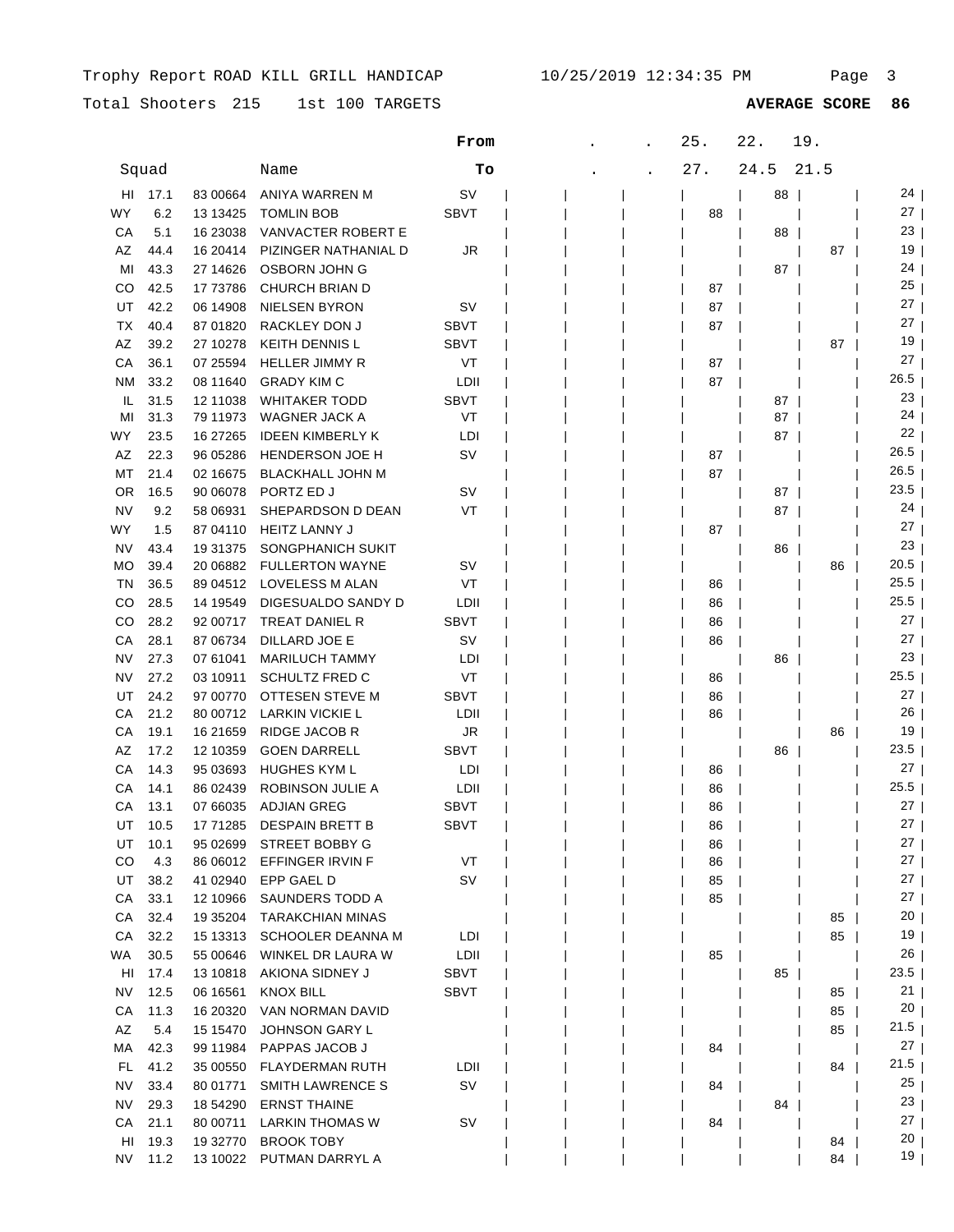Trophy Report ROAD KILL GRILL HANDICAP 10/25/2019 12:34:35 PM

Total Shooters 215 1st 100 TARGETS **AVERAGE SCORE 86**

| | Squad | | Name | From / To | . / . | . / . | 25. / 27. | 22. / 24.5 | 19. / 21.5 | |
|---|---|---|---|---|---|---|---|---|---|---|
| HI | 17.1 | 83 00664 | ANIYA WARREN M | SV | | | | 88 | | 24 |
| WY | 6.2 | 13 13425 | TOMLIN BOB | SBVT | | | 88 | | | 27 |
| CA | 5.1 | 16 23038 | VANVACTER ROBERT E | | | | | 88 | | 23 |
| AZ | 44.4 | 16 20414 | PIZINGER NATHANIAL D | JR | | | | | 87 | 19 |
| MI | 43.3 | 27 14626 | OSBORN JOHN G | | | | | 87 | | 24 |
| CO | 42.5 | 17 73786 | CHURCH BRIAN D | | | | 87 | | | 25 |
| UT | 42.2 | 06 14908 | NIELSEN BYRON | SV | | | 87 | | | 27 |
| TX | 40.4 | 87 01820 | RACKLEY DON J | SBVT | | | 87 | | | 27 |
| AZ | 39.2 | 27 10278 | KEITH DENNIS L | SBVT | | | | | 87 | 19 |
| CA | 36.1 | 07 25594 | HELLER JIMMY R | VT | | | 87 | | | 27 |
| NM | 33.2 | 08 11640 | GRADY KIM C | LDII | | | 87 | | | 26.5 |
| IL | 31.5 | 12 11038 | WHITAKER TODD | SBVT | | | | 87 | | 23 |
| MI | 31.3 | 79 11973 | WAGNER JACK A | VT | | | | 87 | | 24 |
| WY | 23.5 | 16 27265 | IDEEN KIMBERLY K | LDI | | | | 87 | | 22 |
| AZ | 22.3 | 96 05286 | HENDERSON JOE H | SV | | | 87 | | | 26.5 |
| MT | 21.4 | 02 16675 | BLACKHALL JOHN M | | | | 87 | | | 26.5 |
| OR | 16.5 | 90 06078 | PORTZ ED J | SV | | | | 87 | | 23.5 |
| NV | 9.2 | 58 06931 | SHEPARDSON D DEAN | VT | | | | 87 | | 24 |
| WY | 1.5 | 87 04110 | HEITZ LANNY J | | | | 87 | | | 27 |
| NV | 43.4 | 19 31375 | SONGPHANICH SUKIT | | | | | 86 | | 23 |
| MO | 39.4 | 20 06882 | FULLERTON WAYNE | SV | | | | | 86 | 20.5 |
| TN | 36.5 | 89 04512 | LOVELESS M ALAN | VT | | | 86 | | | 25.5 |
| CO | 28.5 | 14 19549 | DIGESUALDO SANDY D | LDII | | | 86 | | | 25.5 |
| CO | 28.2 | 92 00717 | TREAT DANIEL R | SBVT | | | 86 | | | 27 |
| CA | 28.1 | 87 06734 | DILLARD JOE E | SV | | | 86 | | | 27 |
| NV | 27.3 | 07 61041 | MARILUCH TAMMY | LDI | | | | 86 | | 23 |
| NV | 27.2 | 03 10911 | SCHULTZ FRED C | VT | | | 86 | | | 25.5 |
| UT | 24.2 | 97 00770 | OTTESEN STEVE M | SBVT | | | 86 | | | 27 |
| CA | 21.2 | 80 00712 | LARKIN VICKIE L | LDII | | | 86 | | | 26 |
| CA | 19.1 | 16 21659 | RIDGE JACOB R | JR | | | | | 86 | 19 |
| AZ | 17.2 | 12 10359 | GOEN DARRELL | SBVT | | | | 86 | | 23.5 |
| CA | 14.3 | 95 03693 | HUGHES KYM L | LDI | | | 86 | | | 27 |
| CA | 14.1 | 86 02439 | ROBINSON JULIE A | LDII | | | 86 | | | 25.5 |
| CA | 13.1 | 07 66035 | ADJIAN GREG | SBVT | | | 86 | | | 27 |
| UT | 10.5 | 17 71285 | DESPAIN BRETT B | SBVT | | | 86 | | | 27 |
| UT | 10.1 | 95 02699 | STREET BOBBY G | | | | 86 | | | 27 |
| CO | 4.3 | 86 06012 | EFFINGER IRVIN F | VT | | | 86 | | | 27 |
| UT | 38.2 | 41 02940 | EPP GAEL D | SV | | | 85 | | | 27 |
| CA | 33.1 | 12 10966 | SAUNDERS TODD A | | | | 85 | | | 27 |
| CA | 32.4 | 19 35204 | TARAKCHIAN MINAS | | | | | | 85 | 20 |
| CA | 32.2 | 15 13313 | SCHOOLER DEANNA M | LDI | | | | | 85 | 19 |
| WA | 30.5 | 55 00646 | WINKEL DR LAURA W | LDII | | | 85 | | | 26 |
| HI | 17.4 | 13 10818 | AKIONA SIDNEY J | SBVT | | | | 85 | | 23.5 |
| NV | 12.5 | 06 16561 | KNOX BILL | SBVT | | | | | 85 | 21 |
| CA | 11.3 | 16 20320 | VAN NORMAN DAVID | | | | | | 85 | 20 |
| AZ | 5.4 | 15 15470 | JOHNSON GARY L | | | | | | 85 | 21.5 |
| MA | 42.3 | 99 11984 | PAPPAS JACOB J | | | | 84 | | | 27 |
| FL | 41.2 | 35 00550 | FLAYDERMAN RUTH | LDII | | | | | 84 | 21.5 |
| NV | 33.4 | 80 01771 | SMITH LAWRENCE S | SV | | | 84 | | | 25 |
| NV | 29.3 | 18 54290 | ERNST THAINE | | | | | 84 | | 23 |
| CA | 21.1 | 80 00711 | LARKIN THOMAS W | SV | | | 84 | | | 27 |
| HI | 19.3 | 19 32770 | BROOK TOBY | | | | | | 84 | 20 |
| NV | 11.2 | 13 10022 | PUTMAN DARRYL A | | | | | | 84 | 19 |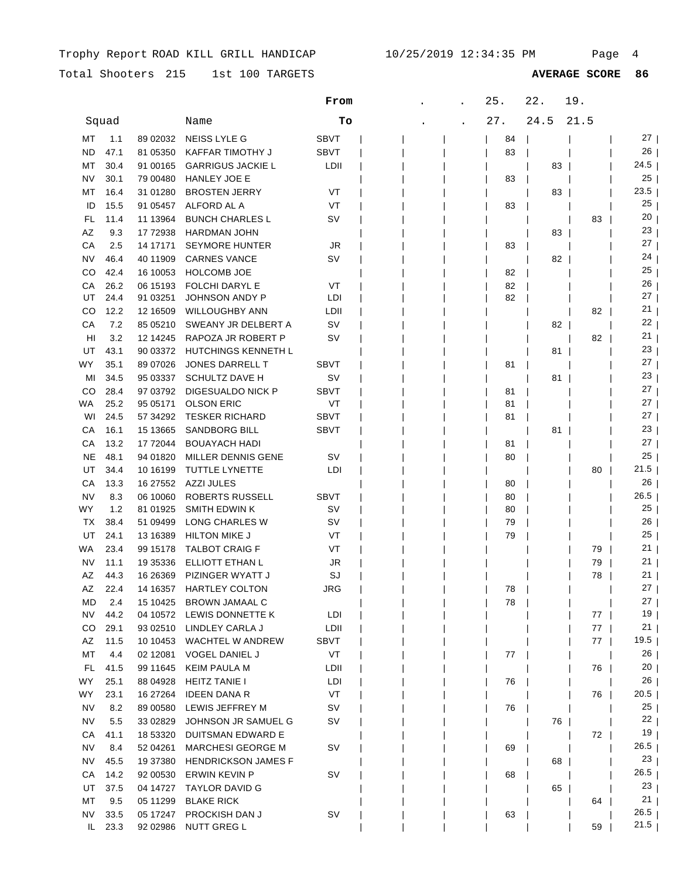Trophy Report ROAD KILL GRILL HANDICAP 10/25/2019 12:34:35 PM

Total Shooters 215 1st 100 TARGETS **AVERAGE SCORE 86**

| Squad | | | Name | From / To | . / . | . / . | 25. / 27. | 22. / 24.5 | 19. / 21.5 | |
|---|---|---|---|---|---|---|---|---|---|---|
| MT | 1.1 | 89 02032 | NEISS LYLE G | SBVT | | | 84 | | | 27 |
| ND | 47.1 | 81 05350 | KAFFAR TIMOTHY J | SBVT | | | 83 | | | 26 |
| MT | 30.4 | 91 00165 | GARRIGUS JACKIE L | LDII | | | | 83 | | 24.5 |
| NV | 30.1 | 79 00480 | HANLEY JOE E | | | | 83 | | | 25 |
| MT | 16.4 | 31 01280 | BROSTEN JERRY | VT | | | | 83 | | 23.5 |
| ID | 15.5 | 91 05457 | ALFORD AL A | VT | | | 83 | | | 25 |
| FL | 11.4 | 11 13964 | BUNCH CHARLES L | SV | | | | | 83 | 20 |
| AZ | 9.3 | 17 72938 | HARDMAN JOHN | | | | | 83 | | 23 |
| CA | 2.5 | 14 17171 | SEYMORE HUNTER | JR | | | 83 | | | 27 |
| NV | 46.4 | 40 11909 | CARNES VANCE | SV | | | | 82 | | 24 |
| CO | 42.4 | 16 10053 | HOLCOMB JOE | | | | 82 | | | 25 |
| CA | 26.2 | 06 15193 | FOLCHI DARYL E | VT | | | 82 | | | 26 |
| UT | 24.4 | 91 03251 | JOHNSON ANDY P | LDI | | | 82 | | | 27 |
| CO | 12.2 | 12 16509 | WILLOUGHBY ANN | LDII | | | | | 82 | 21 |
| CA | 7.2 | 85 05210 | SWEANY JR DELBERT A | SV | | | | 82 | | 22 |
| HI | 3.2 | 12 14245 | RAPOZA JR ROBERT P | SV | | | | | 82 | 21 |
| UT | 43.1 | 90 03372 | HUTCHINGS KENNETH L | | | | | 81 | | 23 |
| WY | 35.1 | 89 07026 | JONES DARRELL T | SBVT | | | 81 | | | 27 |
| MI | 34.5 | 95 03337 | SCHULTZ DAVE H | SV | | | | 81 | | 23 |
| CO | 28.4 | 97 03792 | DIGESUALDO NICK P | SBVT | | | 81 | | | 27 |
| WA | 25.2 | 95 05171 | OLSON ERIC | VT | | | 81 | | | 27 |
| WI | 24.5 | 57 34292 | TESKER RICHARD | SBVT | | | 81 | | | 27 |
| CA | 16.1 | 15 13665 | SANDBORG BILL | SBVT | | | | 81 | | 23 |
| CA | 13.2 | 17 72044 | BOUAYACH HADI | | | | 81 | | | 27 |
| NE | 48.1 | 94 01820 | MILLER DENNIS GENE | SV | | | 80 | | | 25 |
| UT | 34.4 | 10 16199 | TUTTLE LYNETTE | LDI | | | | | 80 | 21.5 |
| CA | 13.3 | 16 27552 | AZZI JULES | | | | 80 | | | 26 |
| NV | 8.3 | 06 10060 | ROBERTS RUSSELL | SBVT | | | 80 | | | 26.5 |
| WY | 1.2 | 81 01925 | SMITH EDWIN K | SV | | | 80 | | | 25 |
| TX | 38.4 | 51 09499 | LONG CHARLES W | SV | | | 79 | | | 26 |
| UT | 24.1 | 13 16389 | HILTON MIKE J | VT | | | 79 | | | 25 |
| WA | 23.4 | 99 15178 | TALBOT CRAIG F | VT | | | | | 79 | 21 |
| NV | 11.1 | 19 35336 | ELLIOTT ETHAN L | JR | | | | | 79 | 21 |
| AZ | 44.3 | 16 26369 | PIZINGER WYATT J | SJ | | | | | 78 | 21 |
| AZ | 22.4 | 14 16357 | HARTLEY COLTON | JRG | | | 78 | | | 27 |
| MD | 2.4 | 15 10425 | BROWN JAMAAL C | | | | 78 | | | 27 |
| NV | 44.2 | 04 10572 | LEWIS DONNETTE K | LDI | | | | | 77 | 19 |
| CO | 29.1 | 93 02510 | LINDLEY CARLA J | LDII | | | | | 77 | 21 |
| AZ | 11.5 | 10 10453 | WACHTEL W ANDREW | SBVT | | | | | 77 | 19.5 |
| MT | 4.4 | 02 12081 | VOGEL DANIEL J | VT | | | 77 | | | 26 |
| FL | 41.5 | 99 11645 | KEIM PAULA M | LDII | | | | | 76 | 20 |
| WY | 25.1 | 88 04928 | HEITZ TANIE I | LDI | | | 76 | | | 26 |
| WY | 23.1 | 16 27264 | IDEEN DANA R | VT | | | | | 76 | 20.5 |
| NV | 8.2 | 89 00580 | LEWIS JEFFREY M | SV | | | 76 | | | 25 |
| NV | 5.5 | 33 02829 | JOHNSON JR SAMUEL G | SV | | | | 76 | | 22 |
| CA | 41.1 | 18 53320 | DUITSMAN EDWARD E | | | | | | 72 | 19 |
| NV | 8.4 | 52 04261 | MARCHESI GEORGE M | SV | | | 69 | | | 26.5 |
| NV | 45.5 | 19 37380 | HENDRICKSON JAMES F | | | | | 68 | | 23 |
| CA | 14.2 | 92 00530 | ERWIN KEVIN P | SV | | | 68 | | | 26.5 |
| UT | 37.5 | 04 14727 | TAYLOR DAVID G | | | | | 65 | | 23 |
| MT | 9.5 | 05 11299 | BLAKE RICK | | | | | | 64 | 21 |
| NV | 33.5 | 05 17247 | PROCKISH DAN J | SV | | | 63 | | | 26.5 |
| IL | 23.3 | 92 02986 | NUTT GREG L | | | | | | 59 | 21.5 |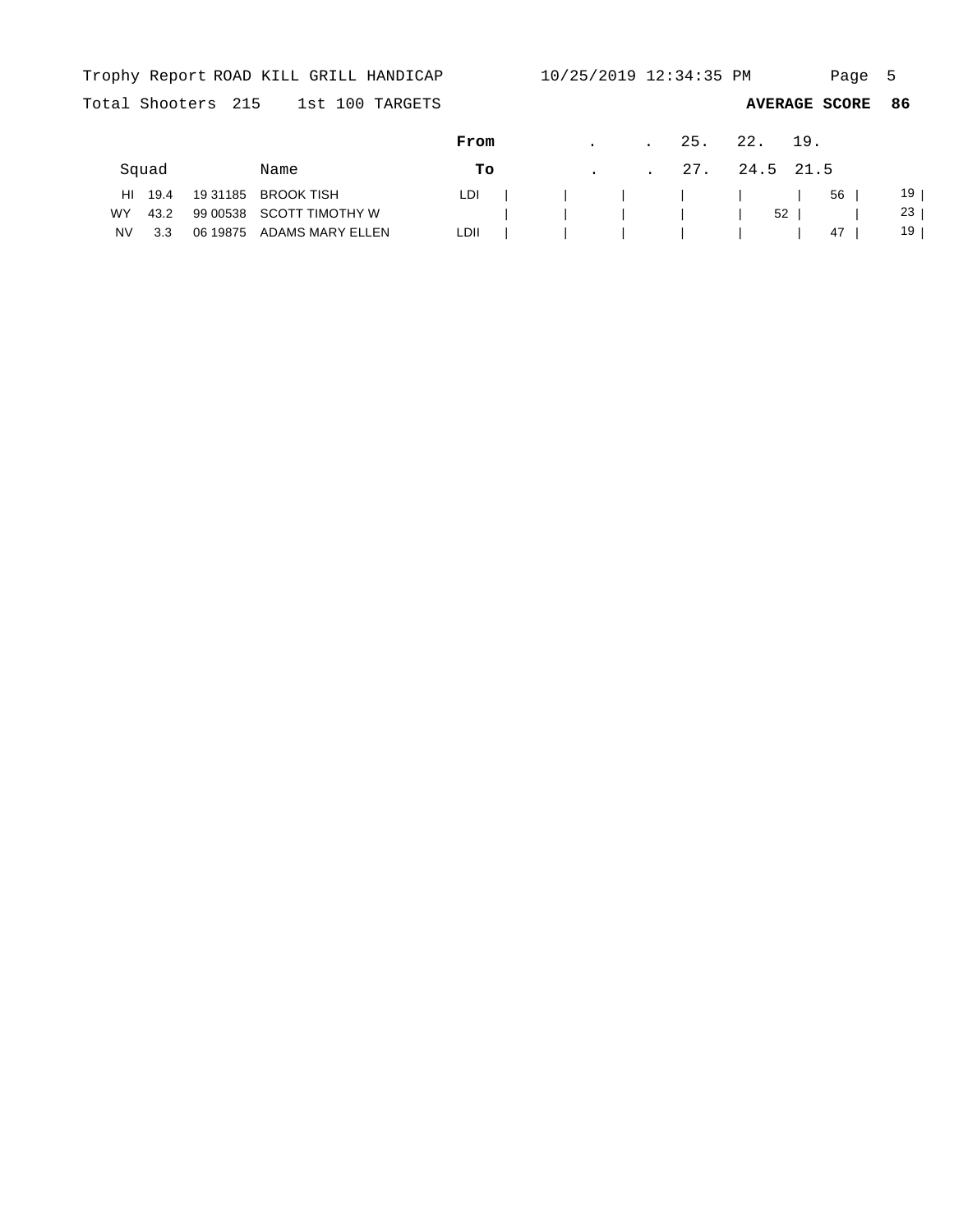Trophy Report ROAD KILL GRILL HANDICAP 10/25/2019 12:34:35 PM

Total Shooters 215 1st 100 TARGETS **AVERAGE SCORE 86**

| Squad | | | Name | From<br>To | | .<br>. | .<br>. | 25.<br>27. | 22.<br>24.5 | 19.<br>21.5 | |
|---|---|---|---|---|---|---|---|---|---|---|---|
| HI | 19.4 | 19 31185 | BROOK TISH | LDI | | | | | | 56 | 19 |
| WY | 43.2 | 99 00538 | SCOTT TIMOTHY W | | | | | | 52 | | 23 |
| NV | 3.3 | 06 19875 | ADAMS MARY ELLEN | LDII | | | | | | 47 | 19 |